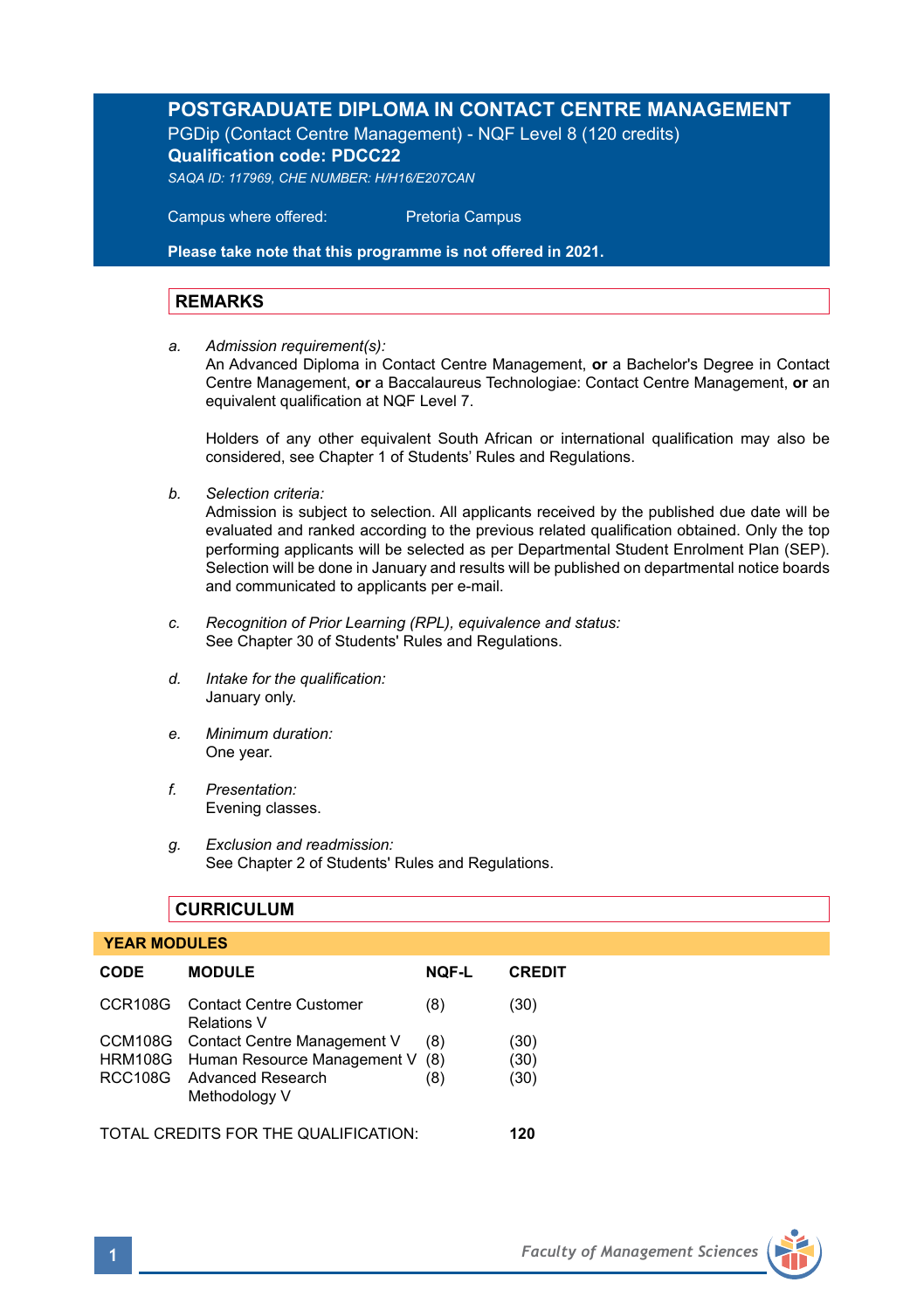# POSTGRADUATE DIPLOMA IN CONTACT CENTRE MANAGEMENT

PGDip (Contact Centre Management) - NQF Level 8 (120 credits)

**Qualification code: PDCC22**

*SAQA ID: 117969, CHE NUMBER: H/H16/E207CAN*

Campus where offered: Pretoria Campus

**Please take note that this programme is not offered in 2021.**

## REMARKS

a. *Admission requirement(s):*
   An Advanced Diploma in Contact Centre Management, **or** a Bachelor's Degree in Contact Centre Management, **or** a Baccalaureus Technologiae: Contact Centre Management, **or** an equivalent qualification at NQF Level 7.

   Holders of any other equivalent South African or international qualification may also be considered, see Chapter 1 of Students' Rules and Regulations.

b. *Selection criteria:*
   Admission is subject to selection. All applicants received by the published due date will be evaluated and ranked according to the previous related qualification obtained. Only the top performing applicants will be selected as per Departmental Student Enrolment Plan (SEP). Selection will be done in January and results will be published on departmental notice boards and communicated to applicants per e-mail.

c. *Recognition of Prior Learning (RPL), equivalence and status:*
   See Chapter 30 of Students' Rules and Regulations.

d. *Intake for the qualification:*
   January only.

e. *Minimum duration:*
   One year.

f. *Presentation:*
   Evening classes.

g. *Exclusion and readmission:*
   See Chapter 2 of Students' Rules and Regulations.

## CURRICULUM

**YEAR MODULES**

| CODE | MODULE | NQF-L | CREDIT |
|---|---|---|---|
| CCR108G | Contact Centre Customer Relations V | (8) | (30) |
| CCM108G | Contact Centre Management V | (8) | (30) |
| HRM108G | Human Resource Management V | (8) | (30) |
| RCC108G | Advanced Research Methodology V | (8) | (30) |

TOTAL CREDITS FOR THE QUALIFICATION: **120**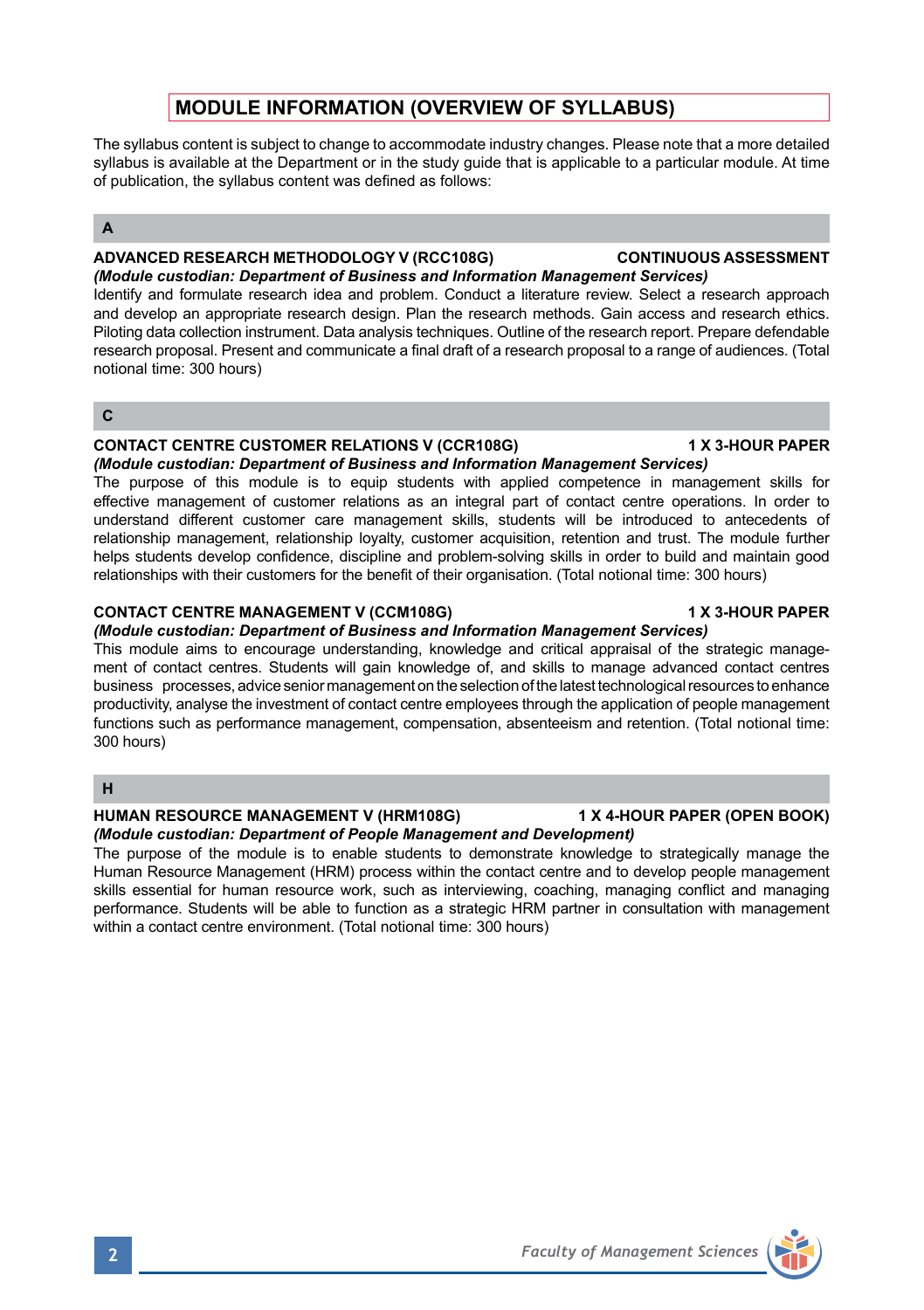# MODULE INFORMATION (OVERVIEW OF SYLLABUS)

The syllabus content is subject to change to accommodate industry changes. Please note that a more detailed syllabus is available at the Department or in the study guide that is applicable to a particular module. At time of publication, the syllabus content was defined as follows:

## A

### ADVANCED RESEARCH METHODOLOGY V (RCC108G) — CONTINUOUS ASSESSMENT

***(Module custodian: Department of Business and Information Management Services)***

Identify and formulate research idea and problem. Conduct a literature review. Select a research approach and develop an appropriate research design. Plan the research methods. Gain access and research ethics. Piloting data collection instrument. Data analysis techniques. Outline of the research report. Prepare defendable research proposal. Present and communicate a final draft of a research proposal to a range of audiences. (Total notional time: 300 hours)

## C

### CONTACT CENTRE CUSTOMER RELATIONS V (CCR108G) — 1 X 3-HOUR PAPER

***(Module custodian: Department of Business and Information Management Services)***

The purpose of this module is to equip students with applied competence in management skills for effective management of customer relations as an integral part of contact centre operations. In order to understand different customer care management skills, students will be introduced to antecedents of relationship management, relationship loyalty, customer acquisition, retention and trust. The module further helps students develop confidence, discipline and problem-solving skills in order to build and maintain good relationships with their customers for the benefit of their organisation. (Total notional time: 300 hours)

### CONTACT CENTRE MANAGEMENT V (CCM108G) — 1 X 3-HOUR PAPER

***(Module custodian: Department of Business and Information Management Services)***

This module aims to encourage understanding, knowledge and critical appraisal of the strategic management of contact centres. Students will gain knowledge of, and skills to manage advanced contact centres business processes, advice senior management on the selection of the latest technological resources to enhance productivity, analyse the investment of contact centre employees through the application of people management functions such as performance management, compensation, absenteeism and retention. (Total notional time: 300 hours)

## H

### HUMAN RESOURCE MANAGEMENT V (HRM108G) — 1 X 4-HOUR PAPER (OPEN BOOK)

***(Module custodian: Department of People Management and Development)***

The purpose of the module is to enable students to demonstrate knowledge to strategically manage the Human Resource Management (HRM) process within the contact centre and to develop people management skills essential for human resource work, such as interviewing, coaching, managing conflict and managing performance. Students will be able to function as a strategic HRM partner in consultation with management within a contact centre environment. (Total notional time: 300 hours)